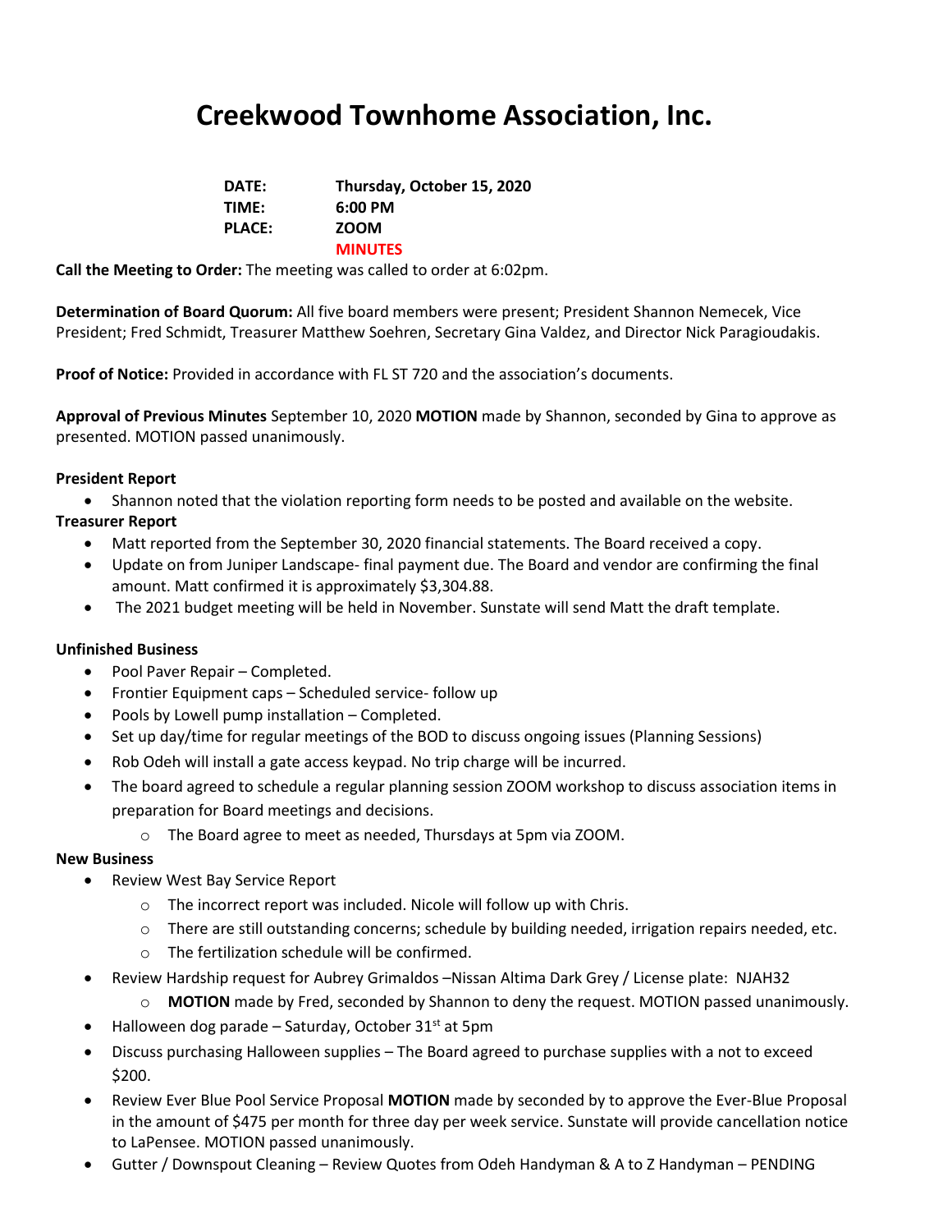# Creekwood Townhome Association, Inc.

**DATE:** Thursday, October 15, 2020
**TIME:** 6:00 PM
**PLACE:** ZOOM
**MINUTES**

**Call the Meeting to Order:** The meeting was called to order at 6:02pm.

**Determination of Board Quorum:** All five board members were present; President Shannon Nemecek, Vice President; Fred Schmidt, Treasurer Matthew Soehren, Secretary Gina Valdez, and Director Nick Paragioudakis.

**Proof of Notice:** Provided in accordance with FL ST 720 and the association's documents.

**Approval of Previous Minutes** September 10, 2020 **MOTION** made by Shannon, seconded by Gina to approve as presented. MOTION passed unanimously.

**President Report**

- Shannon noted that the violation reporting form needs to be posted and available on the website.

**Treasurer Report**

- Matt reported from the September 30, 2020 financial statements. The Board received a copy.
- Update on from Juniper Landscape- final payment due. The Board and vendor are confirming the final amount. Matt confirmed it is approximately $3,304.88.
- The 2021 budget meeting will be held in November. Sunstate will send Matt the draft template.

**Unfinished Business**

- Pool Paver Repair – Completed.
- Frontier Equipment caps – Scheduled service- follow up
- Pools by Lowell pump installation – Completed.
- Set up day/time for regular meetings of the BOD to discuss ongoing issues (Planning Sessions)
- Rob Odeh will install a gate access keypad. No trip charge will be incurred.
- The board agreed to schedule a regular planning session ZOOM workshop to discuss association items in preparation for Board meetings and decisions.
  - The Board agree to meet as needed, Thursdays at 5pm via ZOOM.

**New Business**

- Review West Bay Service Report
  - The incorrect report was included. Nicole will follow up with Chris.
  - There are still outstanding concerns; schedule by building needed, irrigation repairs needed, etc.
  - The fertilization schedule will be confirmed.
- Review Hardship request for Aubrey Grimaldos –Nissan Altima Dark Grey / License plate: NJAH32
  - **MOTION** made by Fred, seconded by Shannon to deny the request. MOTION passed unanimously.
- Halloween dog parade – Saturday, October 31st at 5pm
- Discuss purchasing Halloween supplies – The Board agreed to purchase supplies with a not to exceed $200.
- Review Ever Blue Pool Service Proposal **MOTION** made by seconded by to approve the Ever-Blue Proposal in the amount of $475 per month for three day per week service. Sunstate will provide cancellation notice to LaPensee. MOTION passed unanimously.
- Gutter / Downspout Cleaning – Review Quotes from Odeh Handyman & A to Z Handyman – PENDING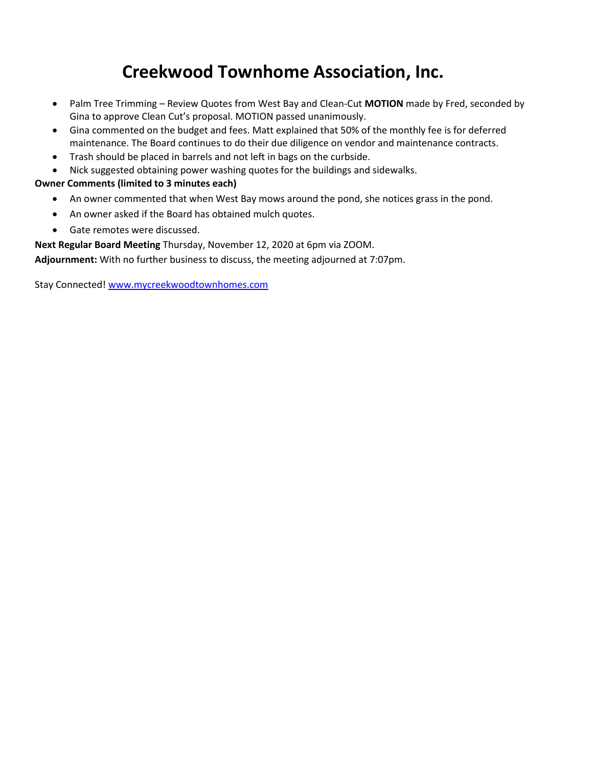# Creekwood Townhome Association, Inc.

- Palm Tree Trimming – Review Quotes from West Bay and Clean-Cut **MOTION** made by Fred, seconded by Gina to approve Clean Cut's proposal. MOTION passed unanimously.
- Gina commented on the budget and fees. Matt explained that 50% of the monthly fee is for deferred maintenance. The Board continues to do their due diligence on vendor and maintenance contracts.
- Trash should be placed in barrels and not left in bags on the curbside.
- Nick suggested obtaining power washing quotes for the buildings and sidewalks.

**Owner Comments (limited to 3 minutes each)**

- An owner commented that when West Bay mows around the pond, she notices grass in the pond.
- An owner asked if the Board has obtained mulch quotes.
- Gate remotes were discussed.

**Next Regular Board Meeting** Thursday, November 12, 2020 at 6pm via ZOOM.

**Adjournment:** With no further business to discuss, the meeting adjourned at 7:07pm.

Stay Connected! [www.mycreekwoodtownhomes.com](http://www.mycreekwoodtownhomes.com)